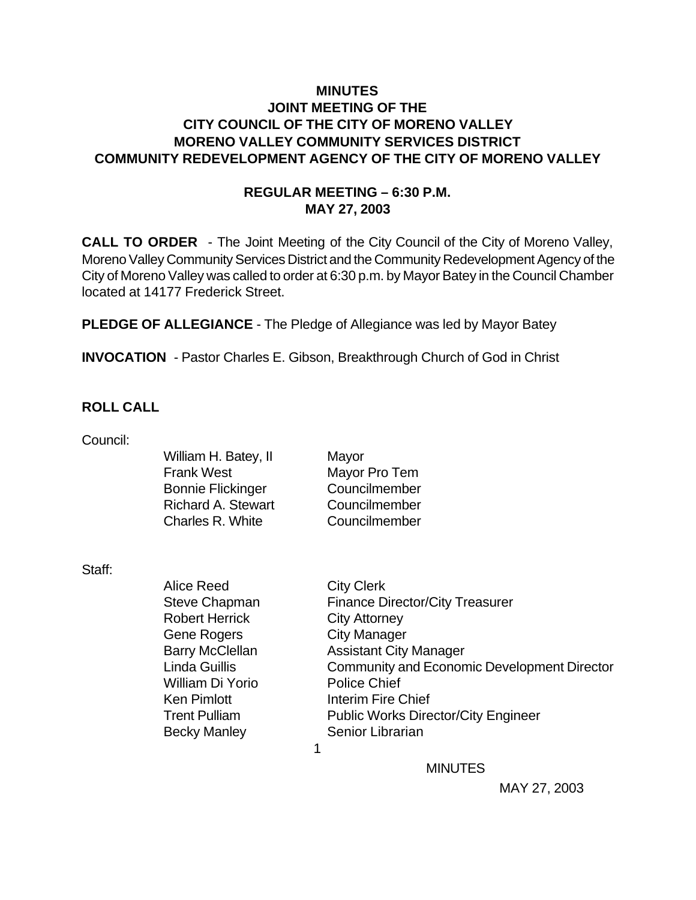# MINUTES
## JOINT MEETING OF THE CITY COUNCIL OF THE CITY OF MORENO VALLEY MORENO VALLEY COMMUNITY SERVICES DISTRICT COMMUNITY REDEVELOPMENT AGENCY OF THE CITY OF MORENO VALLEY

### REGULAR MEETING – 6:30 P.M.
### MAY 27, 2003

**CALL TO ORDER** - The Joint Meeting of the City Council of the City of Moreno Valley, Moreno Valley Community Services District and the Community Redevelopment Agency of the City of Moreno Valley was called to order at 6:30 p.m. by Mayor Batey in the Council Chamber located at 14177 Frederick Street.

**PLEDGE OF ALLEGIANCE** - The Pledge of Allegiance was led by Mayor Batey

**INVOCATION** - Pastor Charles E. Gibson, Breakthrough Church of God in Christ

**ROLL CALL**

Council:

| | |
|---|---|
| William H. Batey, II | Mayor |
| Frank West | Mayor Pro Tem |
| Bonnie Flickinger | Councilmember |
| Richard A. Stewart | Councilmember |
| Charles R. White | Councilmember |

Staff:

| | |
|---|---|
| Alice Reed | City Clerk |
| Steve Chapman | Finance Director/City Treasurer |
| Robert Herrick | City Attorney |
| Gene Rogers | City Manager |
| Barry McClellan | Assistant City Manager |
| Linda Guillis | Community and Economic Development Director |
| William Di Yorio | Police Chief |
| Ken Pimlott | Interim Fire Chief |
| Trent Pulliam | Public Works Director/City Engineer |
| Becky Manley | Senior Librarian |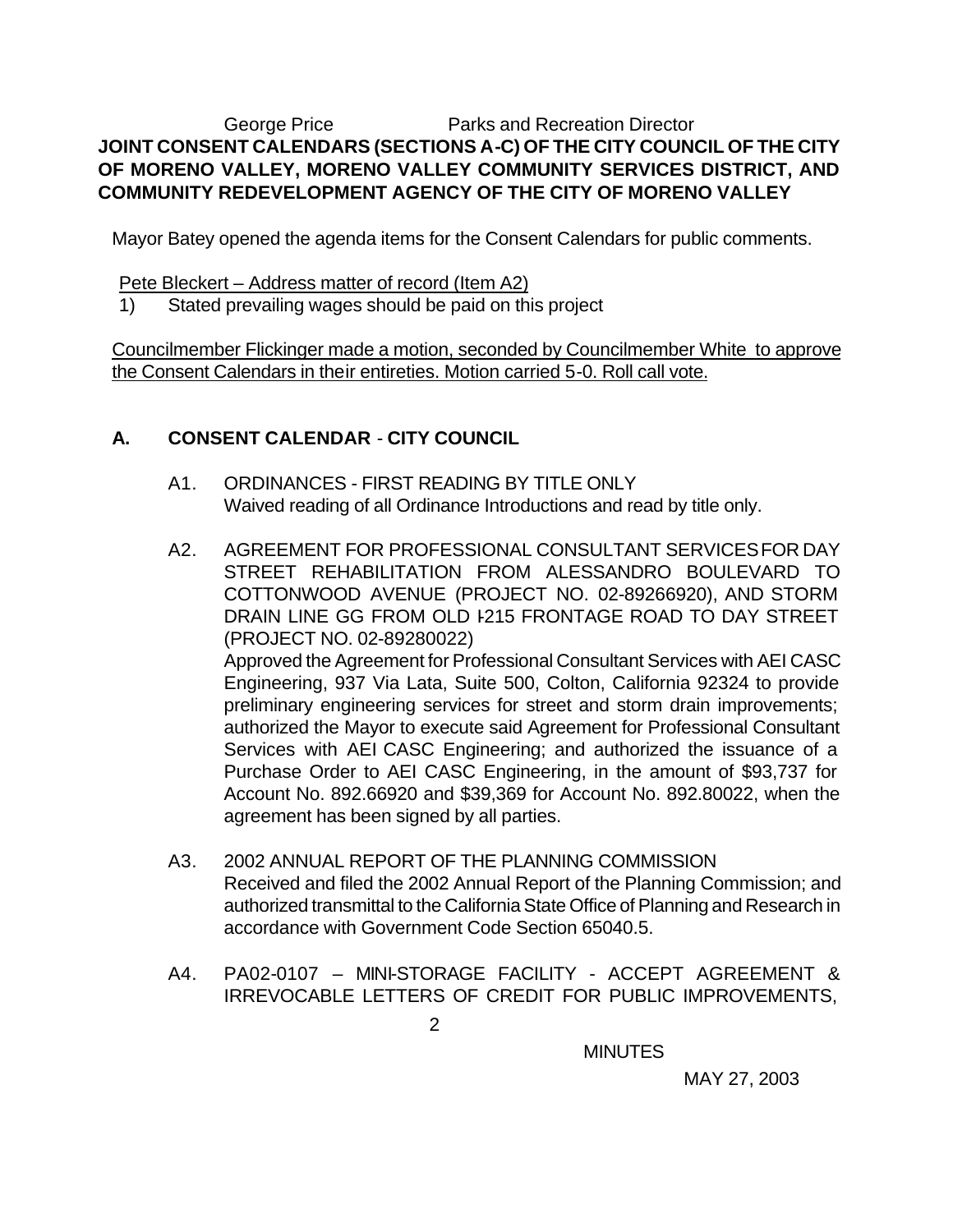George Price Parks and Recreation Director

**JOINT CONSENT CALENDARS (SECTIONS A-C) OF THE CITY COUNCIL OF THE CITY OF MORENO VALLEY, MORENO VALLEY COMMUNITY SERVICES DISTRICT, AND COMMUNITY REDEVELOPMENT AGENCY OF THE CITY OF MORENO VALLEY**

Mayor Batey opened the agenda items for the Consent Calendars for public comments.

Pete Bleckert – Address matter of record (Item A2)

1) Stated prevailing wages should be paid on this project

Councilmember Flickinger made a motion, seconded by Councilmember White to approve the Consent Calendars in their entireties. Motion carried 5-0. Roll call vote.

## A. CONSENT CALENDAR - CITY COUNCIL

A1. ORDINANCES - FIRST READING BY TITLE ONLY
Waived reading of all Ordinance Introductions and read by title only.

A2. AGREEMENT FOR PROFESSIONAL CONSULTANT SERVICES FOR DAY STREET REHABILITATION FROM ALESSANDRO BOULEVARD TO COTTONWOOD AVENUE (PROJECT NO. 02-89266920), AND STORM DRAIN LINE GG FROM OLD I-215 FRONTAGE ROAD TO DAY STREET (PROJECT NO. 02-89280022)
Approved the Agreement for Professional Consultant Services with AEI CASC Engineering, 937 Via Lata, Suite 500, Colton, California 92324 to provide preliminary engineering services for street and storm drain improvements; authorized the Mayor to execute said Agreement for Professional Consultant Services with AEI CASC Engineering; and authorized the issuance of a Purchase Order to AEI CASC Engineering, in the amount of $93,737 for Account No. 892.66920 and $39,369 for Account No. 892.80022, when the agreement has been signed by all parties.

A3. 2002 ANNUAL REPORT OF THE PLANNING COMMISSION
Received and filed the 2002 Annual Report of the Planning Commission; and authorized transmittal to the California State Office of Planning and Research in accordance with Government Code Section 65040.5.

A4. PA02-0107 – MINI-STORAGE FACILITY - ACCEPT AGREEMENT & IRREVOCABLE LETTERS OF CREDIT FOR PUBLIC IMPROVEMENTS,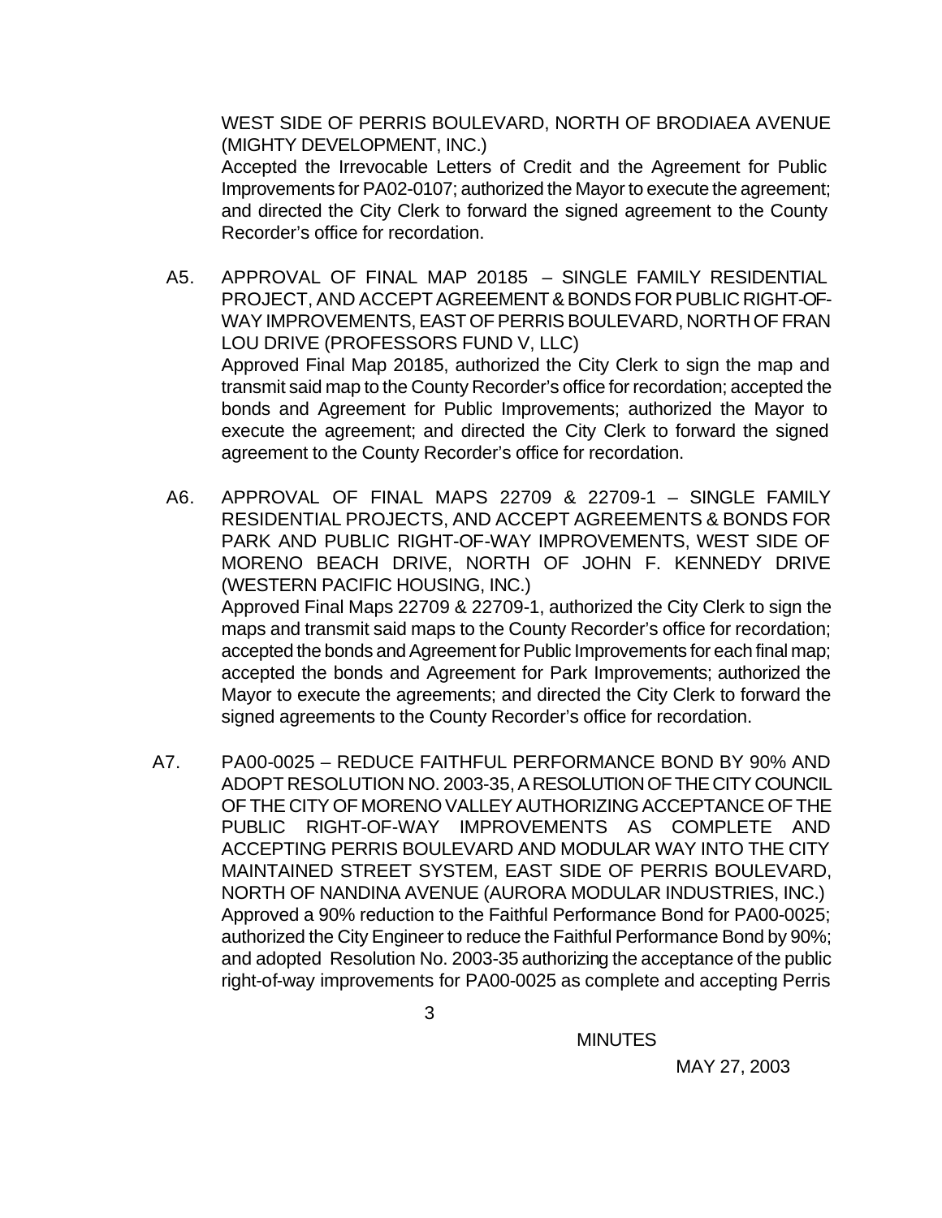WEST SIDE OF PERRIS BOULEVARD, NORTH OF BRODIAEA AVENUE (MIGHTY DEVELOPMENT, INC.)
Accepted the Irrevocable Letters of Credit and the Agreement for Public Improvements for PA02-0107; authorized the Mayor to execute the agreement; and directed the City Clerk to forward the signed agreement to the County Recorder's office for recordation.

A5. APPROVAL OF FINAL MAP 20185 – SINGLE FAMILY RESIDENTIAL PROJECT, AND ACCEPT AGREEMENT & BONDS FOR PUBLIC RIGHT-OF-WAY IMPROVEMENTS, EAST OF PERRIS BOULEVARD, NORTH OF FRAN LOU DRIVE (PROFESSORS FUND V, LLC)
Approved Final Map 20185, authorized the City Clerk to sign the map and transmit said map to the County Recorder's office for recordation; accepted the bonds and Agreement for Public Improvements; authorized the Mayor to execute the agreement; and directed the City Clerk to forward the signed agreement to the County Recorder's office for recordation.

A6. APPROVAL OF FINAL MAPS 22709 & 22709-1 – SINGLE FAMILY RESIDENTIAL PROJECTS, AND ACCEPT AGREEMENTS & BONDS FOR PARK AND PUBLIC RIGHT-OF-WAY IMPROVEMENTS, WEST SIDE OF MORENO BEACH DRIVE, NORTH OF JOHN F. KENNEDY DRIVE (WESTERN PACIFIC HOUSING, INC.)
Approved Final Maps 22709 & 22709-1, authorized the City Clerk to sign the maps and transmit said maps to the County Recorder's office for recordation; accepted the bonds and Agreement for Public Improvements for each final map; accepted the bonds and Agreement for Park Improvements; authorized the Mayor to execute the agreements; and directed the City Clerk to forward the signed agreements to the County Recorder's office for recordation.

A7. PA00-0025 – REDUCE FAITHFUL PERFORMANCE BOND BY 90% AND ADOPT RESOLUTION NO. 2003-35, A RESOLUTION OF THE CITY COUNCIL OF THE CITY OF MORENO VALLEY AUTHORIZING ACCEPTANCE OF THE PUBLIC RIGHT-OF-WAY IMPROVEMENTS AS COMPLETE AND ACCEPTING PERRIS BOULEVARD AND MODULAR WAY INTO THE CITY MAINTAINED STREET SYSTEM, EAST SIDE OF PERRIS BOULEVARD, NORTH OF NANDINA AVENUE (AURORA MODULAR INDUSTRIES, INC.)
Approved a 90% reduction to the Faithful Performance Bond for PA00-0025; authorized the City Engineer to reduce the Faithful Performance Bond by 90%; and adopted Resolution No. 2003-35 authorizing the acceptance of the public right-of-way improvements for PA00-0025 as complete and accepting Perris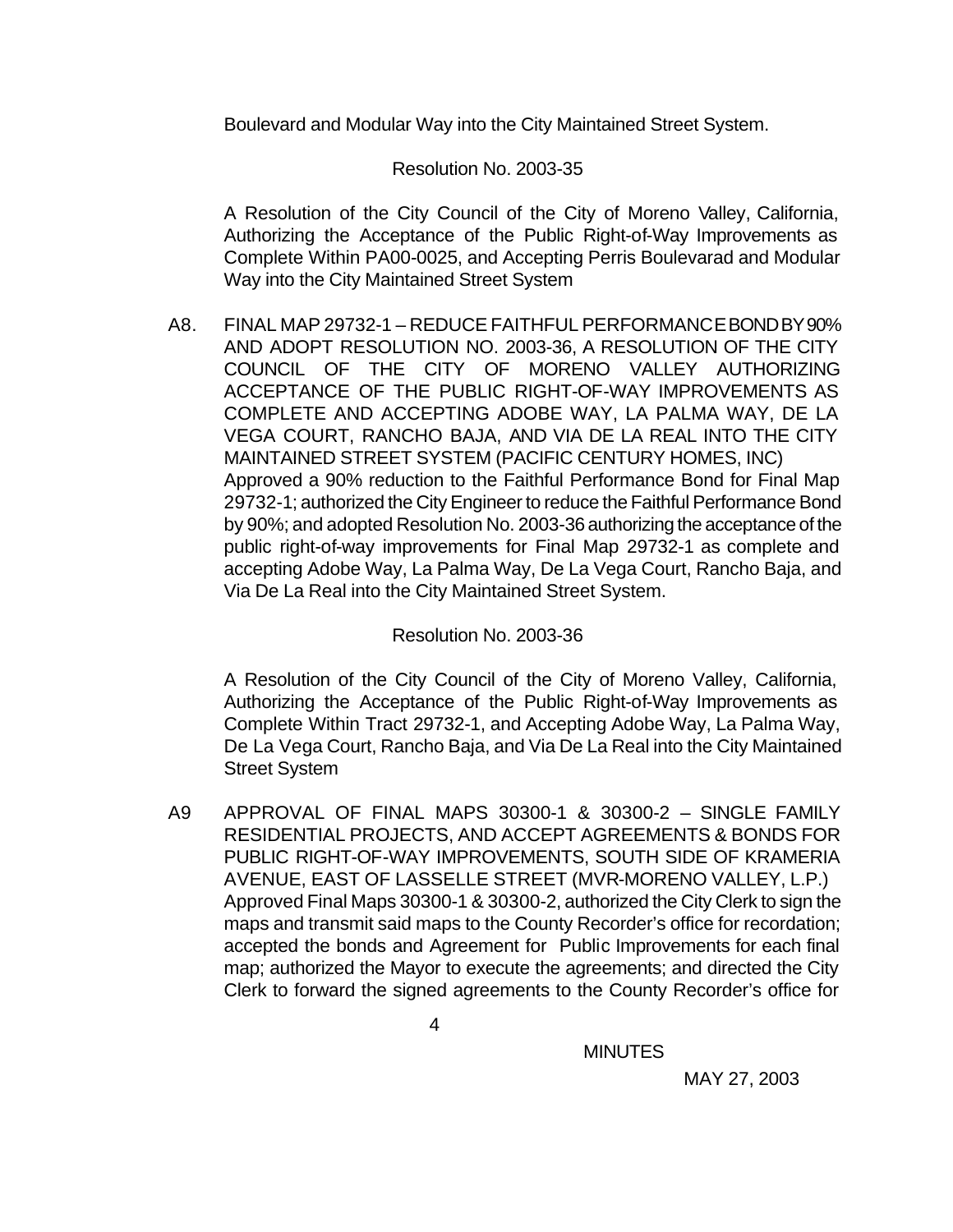Boulevard and Modular Way into the City Maintained Street System.

Resolution No. 2003-35

A Resolution of the City Council of the City of Moreno Valley, California, Authorizing the Acceptance of the Public Right-of-Way Improvements as Complete Within PA00-0025, and Accepting Perris Boulevarad and Modular Way into the City Maintained Street System

A8. FINAL MAP 29732-1 – REDUCE FAITHFUL PERFORMANCE BOND BY 90% AND ADOPT RESOLUTION NO. 2003-36, A RESOLUTION OF THE CITY COUNCIL OF THE CITY OF MORENO VALLEY AUTHORIZING ACCEPTANCE OF THE PUBLIC RIGHT-OF-WAY IMPROVEMENTS AS COMPLETE AND ACCEPTING ADOBE WAY, LA PALMA WAY, DE LA VEGA COURT, RANCHO BAJA, AND VIA DE LA REAL INTO THE CITY MAINTAINED STREET SYSTEM (PACIFIC CENTURY HOMES, INC)
Approved a 90% reduction to the Faithful Performance Bond for Final Map 29732-1; authorized the City Engineer to reduce the Faithful Performance Bond by 90%; and adopted Resolution No. 2003-36 authorizing the acceptance of the public right-of-way improvements for Final Map 29732-1 as complete and accepting Adobe Way, La Palma Way, De La Vega Court, Rancho Baja, and Via De La Real into the City Maintained Street System.

Resolution No. 2003-36

A Resolution of the City Council of the City of Moreno Valley, California, Authorizing the Acceptance of the Public Right-of-Way Improvements as Complete Within Tract 29732-1, and Accepting Adobe Way, La Palma Way, De La Vega Court, Rancho Baja, and Via De La Real into the City Maintained Street System

A9 APPROVAL OF FINAL MAPS 30300-1 & 30300-2 – SINGLE FAMILY RESIDENTIAL PROJECTS, AND ACCEPT AGREEMENTS & BONDS FOR PUBLIC RIGHT-OF-WAY IMPROVEMENTS, SOUTH SIDE OF KRAMERIA AVENUE, EAST OF LASSELLE STREET (MVR-MORENO VALLEY, L.P.)
Approved Final Maps 30300-1 & 30300-2, authorized the City Clerk to sign the maps and transmit said maps to the County Recorder's office for recordation; accepted the bonds and Agreement for Public Improvements for each final map; authorized the Mayor to execute the agreements; and directed the City Clerk to forward the signed agreements to the County Recorder's office for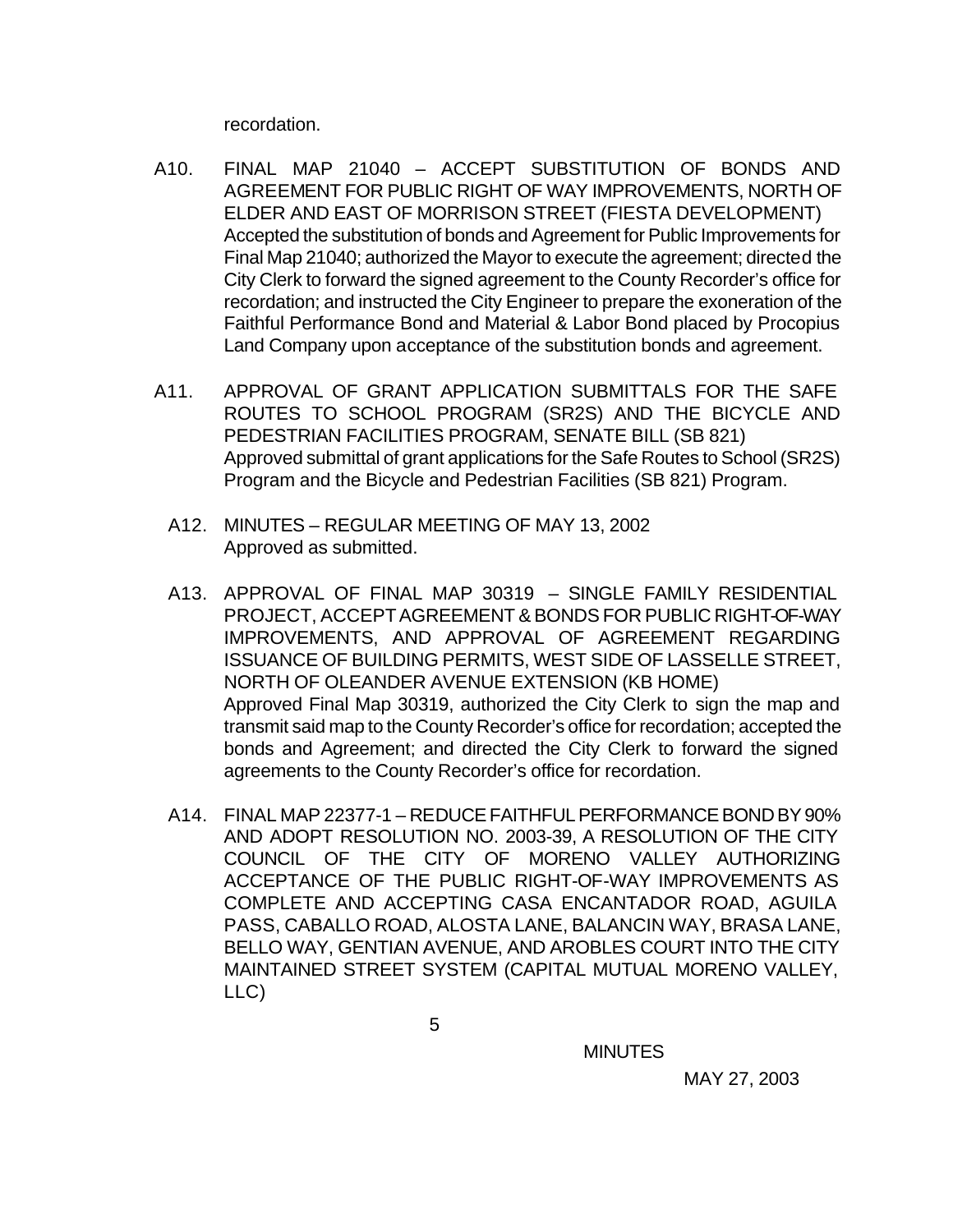recordation.

A10. FINAL MAP 21040 – ACCEPT SUBSTITUTION OF BONDS AND AGREEMENT FOR PUBLIC RIGHT OF WAY IMPROVEMENTS, NORTH OF ELDER AND EAST OF MORRISON STREET (FIESTA DEVELOPMENT)
Accepted the substitution of bonds and Agreement for Public Improvements for Final Map 21040; authorized the Mayor to execute the agreement; directed the City Clerk to forward the signed agreement to the County Recorder's office for recordation; and instructed the City Engineer to prepare the exoneration of the Faithful Performance Bond and Material & Labor Bond placed by Procopius Land Company upon acceptance of the substitution bonds and agreement.

A11. APPROVAL OF GRANT APPLICATION SUBMITTALS FOR THE SAFE ROUTES TO SCHOOL PROGRAM (SR2S) AND THE BICYCLE AND PEDESTRIAN FACILITIES PROGRAM, SENATE BILL (SB 821)
Approved submittal of grant applications for the Safe Routes to School (SR2S) Program and the Bicycle and Pedestrian Facilities (SB 821) Program.

A12. MINUTES – REGULAR MEETING OF MAY 13, 2002
Approved as submitted.

A13. APPROVAL OF FINAL MAP 30319 – SINGLE FAMILY RESIDENTIAL PROJECT, ACCEPT AGREEMENT & BONDS FOR PUBLIC RIGHT-OF-WAY IMPROVEMENTS, AND APPROVAL OF AGREEMENT REGARDING ISSUANCE OF BUILDING PERMITS, WEST SIDE OF LASSELLE STREET, NORTH OF OLEANDER AVENUE EXTENSION (KB HOME)
Approved Final Map 30319, authorized the City Clerk to sign the map and transmit said map to the County Recorder's office for recordation; accepted the bonds and Agreement; and directed the City Clerk to forward the signed agreements to the County Recorder's office for recordation.

A14. FINAL MAP 22377-1 – REDUCE FAITHFUL PERFORMANCE BOND BY 90% AND ADOPT RESOLUTION NO. 2003-39, A RESOLUTION OF THE CITY COUNCIL OF THE CITY OF MORENO VALLEY AUTHORIZING ACCEPTANCE OF THE PUBLIC RIGHT-OF-WAY IMPROVEMENTS AS COMPLETE AND ACCEPTING CASA ENCANTADOR ROAD, AGUILA PASS, CABALLO ROAD, ALOSTA LANE, BALANCIN WAY, BRASA LANE, BELLO WAY, GENTIAN AVENUE, AND AROBLES COURT INTO THE CITY MAINTAINED STREET SYSTEM (CAPITAL MUTUAL MORENO VALLEY, LLC)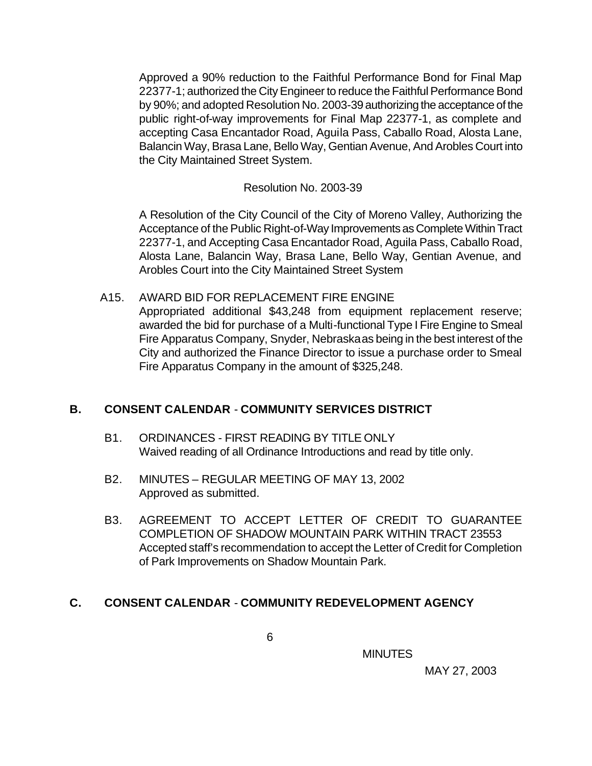Approved a 90% reduction to the Faithful Performance Bond for Final Map 22377-1; authorized the City Engineer to reduce the Faithful Performance Bond by 90%; and adopted Resolution No. 2003-39 authorizing the acceptance of the public right-of-way improvements for Final Map 22377-1, as complete and accepting Casa Encantador Road, Aguila Pass, Caballo Road, Alosta Lane, Balancin Way, Brasa Lane, Bello Way, Gentian Avenue, And Arobles Court into the City Maintained Street System.

Resolution No. 2003-39

A Resolution of the City Council of the City of Moreno Valley, Authorizing the Acceptance of the Public Right-of-Way Improvements as Complete Within Tract 22377-1, and Accepting Casa Encantador Road, Aguila Pass, Caballo Road, Alosta Lane, Balancin Way, Brasa Lane, Bello Way, Gentian Avenue, and Arobles Court into the City Maintained Street System

A15. AWARD BID FOR REPLACEMENT FIRE ENGINE
Appropriated additional $43,248 from equipment replacement reserve; awarded the bid for purchase of a Multi-functional Type I Fire Engine to Smeal Fire Apparatus Company, Snyder, Nebraska as being in the best interest of the City and authorized the Finance Director to issue a purchase order to Smeal Fire Apparatus Company in the amount of $325,248.

## B. CONSENT CALENDAR - COMMUNITY SERVICES DISTRICT

B1. ORDINANCES - FIRST READING BY TITLE ONLY
Waived reading of all Ordinance Introductions and read by title only.

B2. MINUTES – REGULAR MEETING OF MAY 13, 2002
Approved as submitted.

B3. AGREEMENT TO ACCEPT LETTER OF CREDIT TO GUARANTEE COMPLETION OF SHADOW MOUNTAIN PARK WITHIN TRACT 23553
Accepted staff's recommendation to accept the Letter of Credit for Completion of Park Improvements on Shadow Mountain Park.

## C. CONSENT CALENDAR - COMMUNITY REDEVELOPMENT AGENCY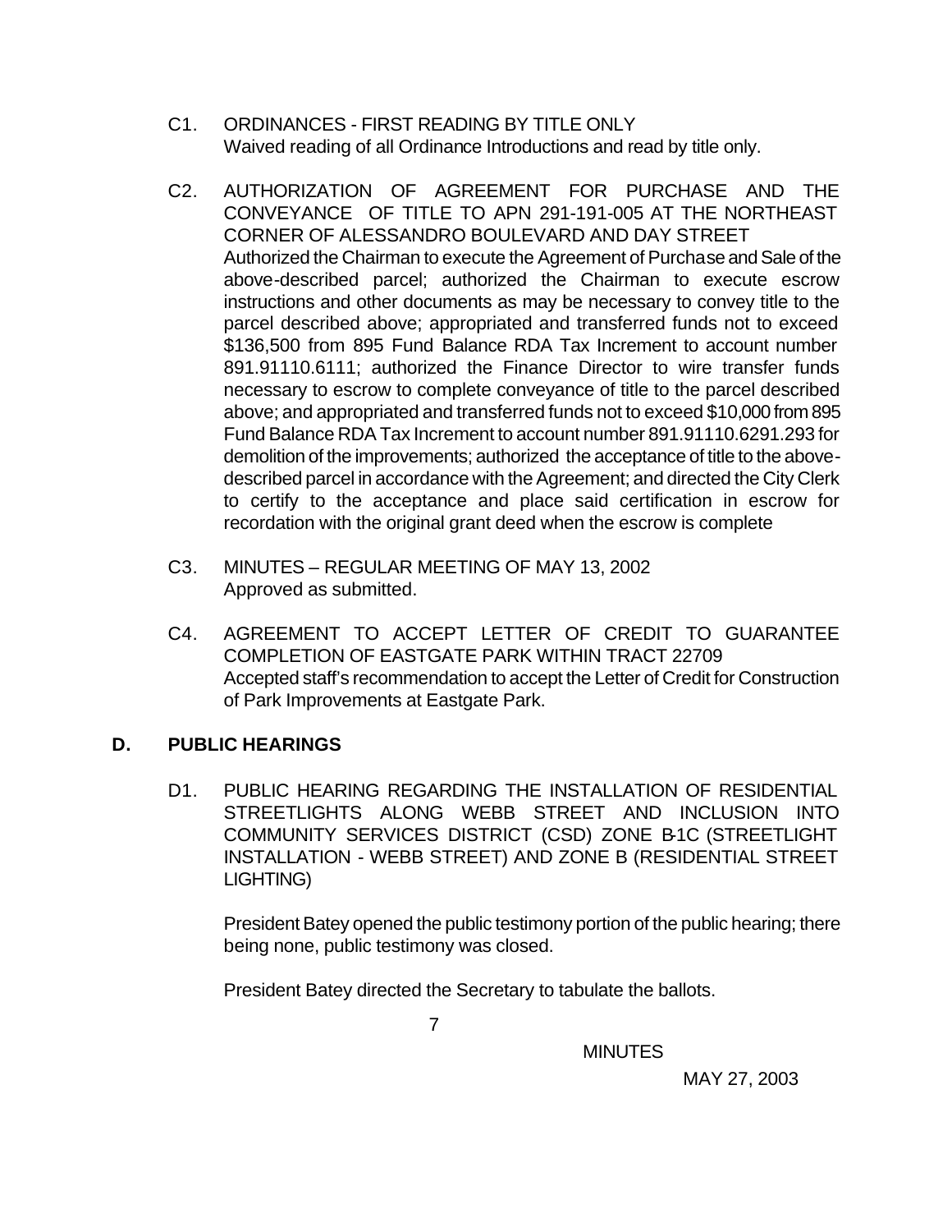C1. ORDINANCES - FIRST READING BY TITLE ONLY
Waived reading of all Ordinance Introductions and read by title only.

C2. AUTHORIZATION OF AGREEMENT FOR PURCHASE AND THE CONVEYANCE OF TITLE TO APN 291-191-005 AT THE NORTHEAST CORNER OF ALESSANDRO BOULEVARD AND DAY STREET
Authorized the Chairman to execute the Agreement of Purchase and Sale of the above-described parcel; authorized the Chairman to execute escrow instructions and other documents as may be necessary to convey title to the parcel described above; appropriated and transferred funds not to exceed $136,500 from 895 Fund Balance RDA Tax Increment to account number 891.91110.6111; authorized the Finance Director to wire transfer funds necessary to escrow to complete conveyance of title to the parcel described above; and appropriated and transferred funds not to exceed $10,000 from 895 Fund Balance RDA Tax Increment to account number 891.91110.6291.293 for demolition of the improvements; authorized the acceptance of title to the above-described parcel in accordance with the Agreement; and directed the City Clerk to certify to the acceptance and place said certification in escrow for recordation with the original grant deed when the escrow is complete

C3. MINUTES – REGULAR MEETING OF MAY 13, 2002
Approved as submitted.

C4. AGREEMENT TO ACCEPT LETTER OF CREDIT TO GUARANTEE COMPLETION OF EASTGATE PARK WITHIN TRACT 22709
Accepted staff's recommendation to accept the Letter of Credit for Construction of Park Improvements at Eastgate Park.

## D. PUBLIC HEARINGS

D1. PUBLIC HEARING REGARDING THE INSTALLATION OF RESIDENTIAL STREETLIGHTS ALONG WEBB STREET AND INCLUSION INTO COMMUNITY SERVICES DISTRICT (CSD) ZONE B-1C (STREETLIGHT INSTALLATION - WEBB STREET) AND ZONE B (RESIDENTIAL STREET LIGHTING)

President Batey opened the public testimony portion of the public hearing; there being none, public testimony was closed.

President Batey directed the Secretary to tabulate the ballots.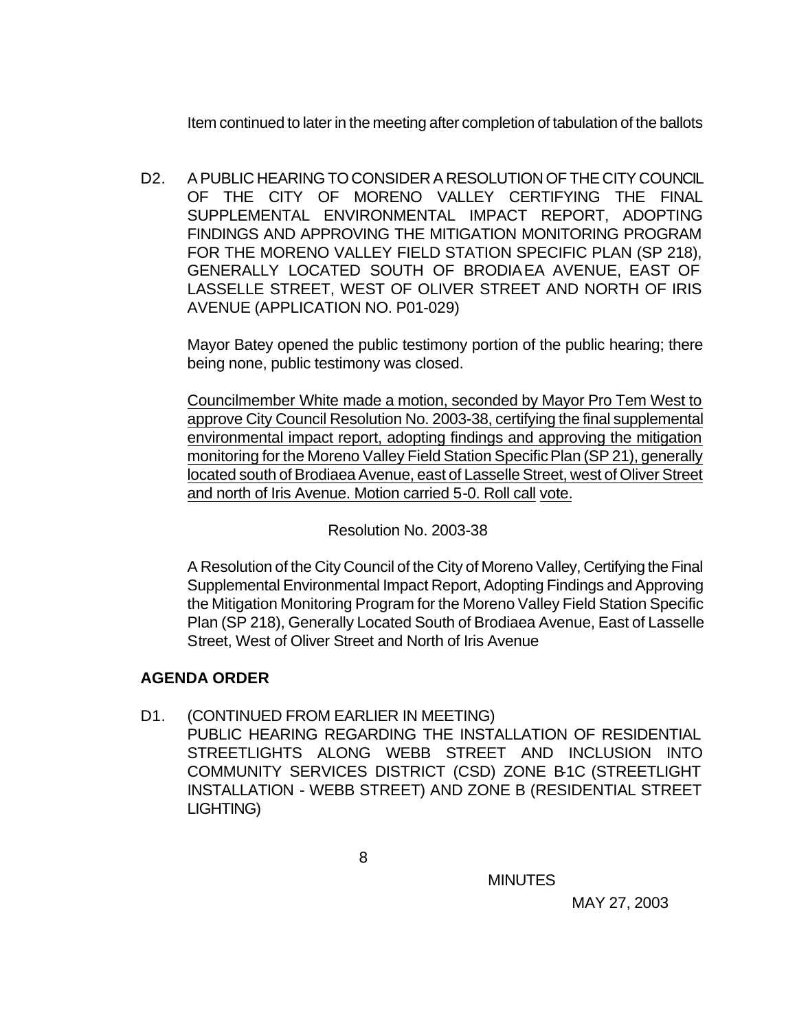Item continued to later in the meeting after completion of tabulation of the ballots

D2. A PUBLIC HEARING TO CONSIDER A RESOLUTION OF THE CITY COUNCIL OF THE CITY OF MORENO VALLEY CERTIFYING THE FINAL SUPPLEMENTAL ENVIRONMENTAL IMPACT REPORT, ADOPTING FINDINGS AND APPROVING THE MITIGATION MONITORING PROGRAM FOR THE MORENO VALLEY FIELD STATION SPECIFIC PLAN (SP 218), GENERALLY LOCATED SOUTH OF BRODIAEA AVENUE, EAST OF LASSELLE STREET, WEST OF OLIVER STREET AND NORTH OF IRIS AVENUE (APPLICATION NO. P01-029)

Mayor Batey opened the public testimony portion of the public hearing; there being none, public testimony was closed.

Councilmember White made a motion, seconded by Mayor Pro Tem West to approve City Council Resolution No. 2003-38, certifying the final supplemental environmental impact report, adopting findings and approving the mitigation monitoring for the Moreno Valley Field Station Specific Plan (SP 21), generally located south of Brodiaea Avenue, east of Lasselle Street, west of Oliver Street and north of Iris Avenue. Motion carried 5-0. Roll call vote.

Resolution No. 2003-38

A Resolution of the City Council of the City of Moreno Valley, Certifying the Final Supplemental Environmental Impact Report, Adopting Findings and Approving the Mitigation Monitoring Program for the Moreno Valley Field Station Specific Plan (SP 218), Generally Located South of Brodiaea Avenue, East of Lasselle Street, West of Oliver Street and North of Iris Avenue

**AGENDA ORDER**

D1. (CONTINUED FROM EARLIER IN MEETING)
PUBLIC HEARING REGARDING THE INSTALLATION OF RESIDENTIAL STREETLIGHTS ALONG WEBB STREET AND INCLUSION INTO COMMUNITY SERVICES DISTRICT (CSD) ZONE B-1C (STREETLIGHT INSTALLATION - WEBB STREET) AND ZONE B (RESIDENTIAL STREET LIGHTING)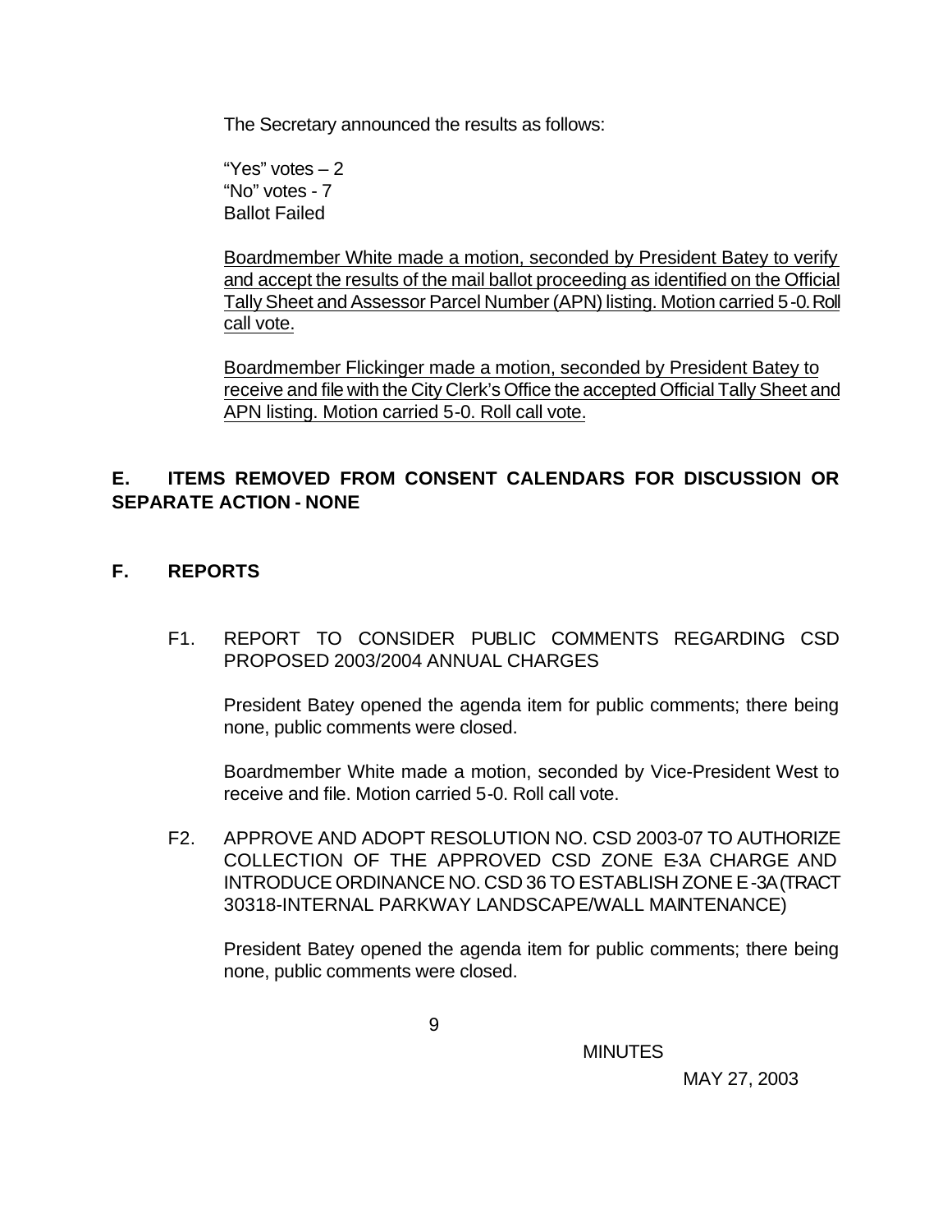The Secretary announced the results as follows:

"Yes" votes – 2
"No" votes - 7
Ballot Failed

Boardmember White made a motion, seconded by President Batey to verify and accept the results of the mail ballot proceeding as identified on the Official Tally Sheet and Assessor Parcel Number (APN) listing. Motion carried 5-0. Roll call vote.

Boardmember Flickinger made a motion, seconded by President Batey to receive and file with the City Clerk's Office the accepted Official Tally Sheet and APN listing. Motion carried 5-0. Roll call vote.

## E. ITEMS REMOVED FROM CONSENT CALENDARS FOR DISCUSSION OR SEPARATE ACTION - NONE

## F. REPORTS

F1. REPORT TO CONSIDER PUBLIC COMMENTS REGARDING CSD PROPOSED 2003/2004 ANNUAL CHARGES

President Batey opened the agenda item for public comments; there being none, public comments were closed.

Boardmember White made a motion, seconded by Vice-President West to receive and file. Motion carried 5-0. Roll call vote.

F2. APPROVE AND ADOPT RESOLUTION NO. CSD 2003-07 TO AUTHORIZE COLLECTION OF THE APPROVED CSD ZONE E-3A CHARGE AND INTRODUCE ORDINANCE NO. CSD 36 TO ESTABLISH ZONE E-3A (TRACT 30318-INTERNAL PARKWAY LANDSCAPE/WALL MAINTENANCE)

President Batey opened the agenda item for public comments; there being none, public comments were closed.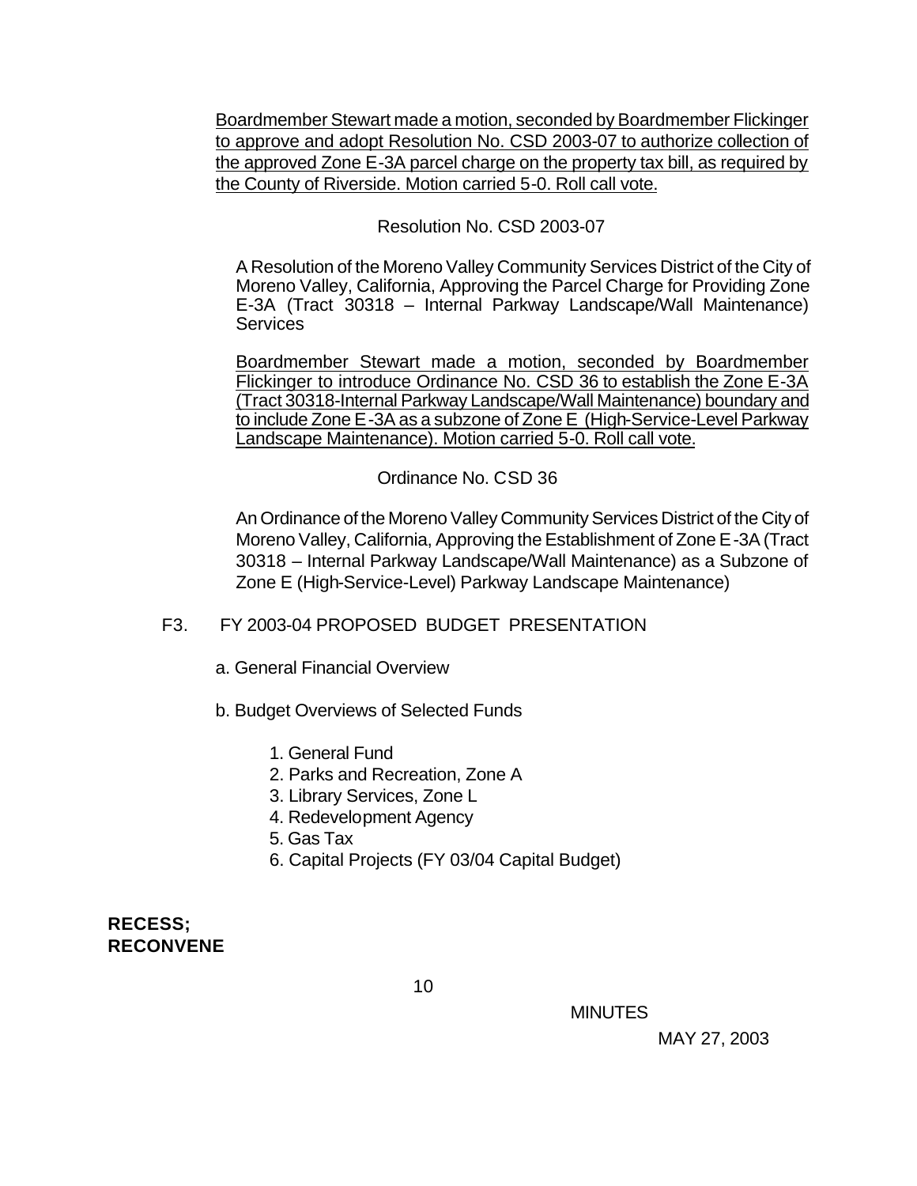Boardmember Stewart made a motion, seconded by Boardmember Flickinger to approve and adopt Resolution No. CSD 2003-07 to authorize collection of the approved Zone E-3A parcel charge on the property tax bill, as required by the County of Riverside. Motion carried 5-0. Roll call vote.

Resolution No. CSD 2003-07

A Resolution of the Moreno Valley Community Services District of the City of Moreno Valley, California, Approving the Parcel Charge for Providing Zone E-3A (Tract 30318 – Internal Parkway Landscape/Wall Maintenance) Services

Boardmember Stewart made a motion, seconded by Boardmember Flickinger to introduce Ordinance No. CSD 36 to establish the Zone E-3A (Tract 30318-Internal Parkway Landscape/Wall Maintenance) boundary and to include Zone E-3A as a subzone of Zone E (High-Service-Level Parkway Landscape Maintenance). Motion carried 5-0. Roll call vote.

Ordinance No. CSD 36

An Ordinance of the Moreno Valley Community Services District of the City of Moreno Valley, California, Approving the Establishment of Zone E-3A (Tract 30318 – Internal Parkway Landscape/Wall Maintenance) as a Subzone of Zone E (High-Service-Level) Parkway Landscape Maintenance)

F3. FY 2003-04 PROPOSED BUDGET PRESENTATION

a. General Financial Overview

b. Budget Overviews of Selected Funds

1. General Fund
2. Parks and Recreation, Zone A
3. Library Services, Zone L
4. Redevelopment Agency
5. Gas Tax
6. Capital Projects (FY 03/04 Capital Budget)

**RECESS; RECONVENE**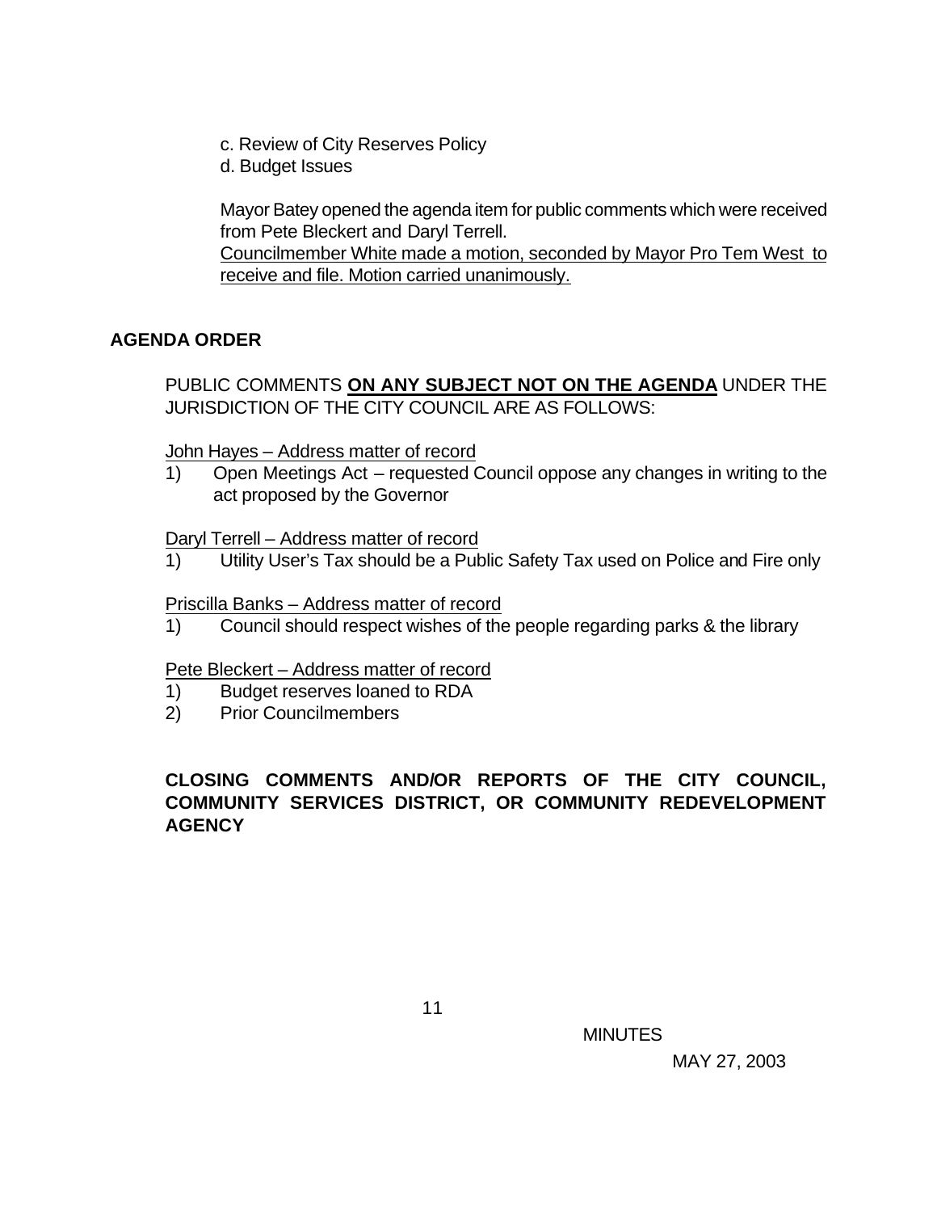c. Review of City Reserves Policy

d. Budget Issues

Mayor Batey opened the agenda item for public comments which were received from Pete Bleckert and Daryl Terrell.
Councilmember White made a motion, seconded by Mayor Pro Tem West to receive and file. Motion carried unanimously.

## AGENDA ORDER

PUBLIC COMMENTS **ON ANY SUBJECT NOT ON THE AGENDA** UNDER THE JURISDICTION OF THE CITY COUNCIL ARE AS FOLLOWS:

John Hayes – Address matter of record

1) Open Meetings Act – requested Council oppose any changes in writing to the act proposed by the Governor

Daryl Terrell – Address matter of record

1) Utility User's Tax should be a Public Safety Tax used on Police and Fire only

Priscilla Banks – Address matter of record

1) Council should respect wishes of the people regarding parks & the library

Pete Bleckert – Address matter of record

1) Budget reserves loaned to RDA
2) Prior Councilmembers

## CLOSING COMMENTS AND/OR REPORTS OF THE CITY COUNCIL, COMMUNITY SERVICES DISTRICT, OR COMMUNITY REDEVELOPMENT AGENCY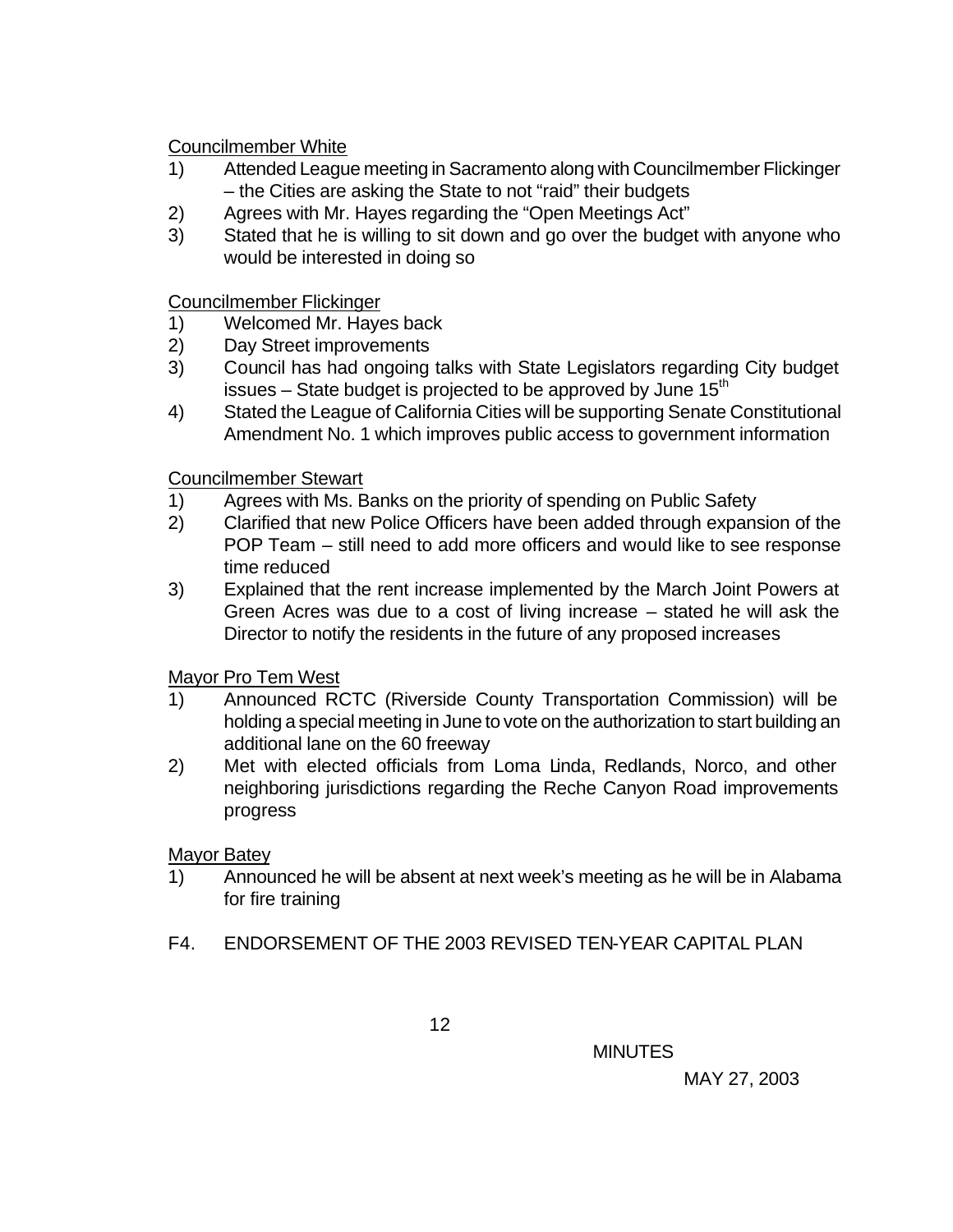<u>Councilmember White</u>

1) Attended League meeting in Sacramento along with Councilmember Flickinger – the Cities are asking the State to not "raid" their budgets
2) Agrees with Mr. Hayes regarding the "Open Meetings Act"
3) Stated that he is willing to sit down and go over the budget with anyone who would be interested in doing so

<u>Councilmember Flickinger</u>

1) Welcomed Mr. Hayes back
2) Day Street improvements
3) Council has had ongoing talks with State Legislators regarding City budget issues – State budget is projected to be approved by June 15th
4) Stated the League of California Cities will be supporting Senate Constitutional Amendment No. 1 which improves public access to government information

<u>Councilmember Stewart</u>

1) Agrees with Ms. Banks on the priority of spending on Public Safety
2) Clarified that new Police Officers have been added through expansion of the POP Team – still need to add more officers and would like to see response time reduced
3) Explained that the rent increase implemented by the March Joint Powers at Green Acres was due to a cost of living increase – stated he will ask the Director to notify the residents in the future of any proposed increases

<u>Mayor Pro Tem West</u>

1) Announced RCTC (Riverside County Transportation Commission) will be holding a special meeting in June to vote on the authorization to start building an additional lane on the 60 freeway
2) Met with elected officials from Loma Linda, Redlands, Norco, and other neighboring jurisdictions regarding the Reche Canyon Road improvements progress

<u>Mayor Batey</u>

1) Announced he will be absent at next week's meeting as he will be in Alabama for fire training

F4. ENDORSEMENT OF THE 2003 REVISED TEN-YEAR CAPITAL PLAN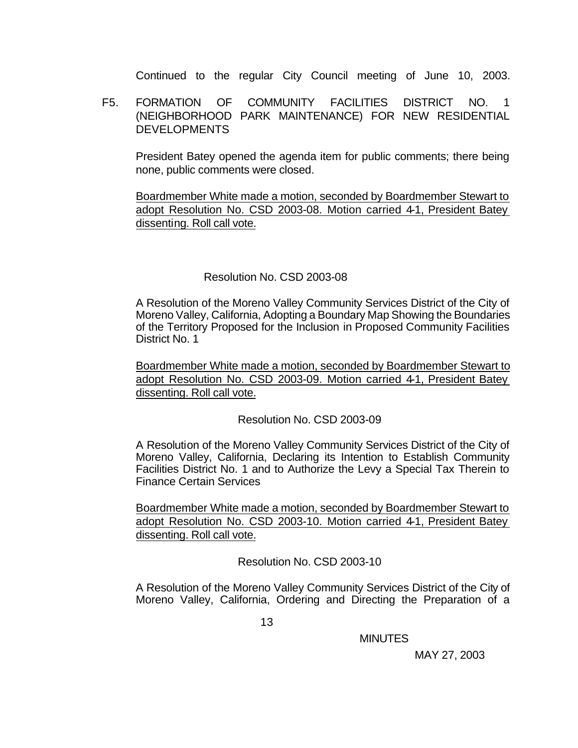Continued to the regular City Council meeting of June 10, 2003.

F5. FORMATION OF COMMUNITY FACILITIES DISTRICT NO. 1 (NEIGHBORHOOD PARK MAINTENANCE) FOR NEW RESIDENTIAL DEVELOPMENTS

President Batey opened the agenda item for public comments; there being none, public comments were closed.

Boardmember White made a motion, seconded by Boardmember Stewart to adopt Resolution No. CSD 2003-08. Motion carried 4-1, President Batey dissenting. Roll call vote.

Resolution No. CSD 2003-08

A Resolution of the Moreno Valley Community Services District of the City of Moreno Valley, California, Adopting a Boundary Map Showing the Boundaries of the Territory Proposed for the Inclusion in Proposed Community Facilities District No. 1

Boardmember White made a motion, seconded by Boardmember Stewart to adopt Resolution No. CSD 2003-09. Motion carried 4-1, President Batey dissenting. Roll call vote.

Resolution No. CSD 2003-09

A Resolution of the Moreno Valley Community Services District of the City of Moreno Valley, California, Declaring its Intention to Establish Community Facilities District No. 1 and to Authorize the Levy a Special Tax Therein to Finance Certain Services

Boardmember White made a motion, seconded by Boardmember Stewart to adopt Resolution No. CSD 2003-10. Motion carried 4-1, President Batey dissenting. Roll call vote.

Resolution No. CSD 2003-10

A Resolution of the Moreno Valley Community Services District of the City of Moreno Valley, California, Ordering and Directing the Preparation of a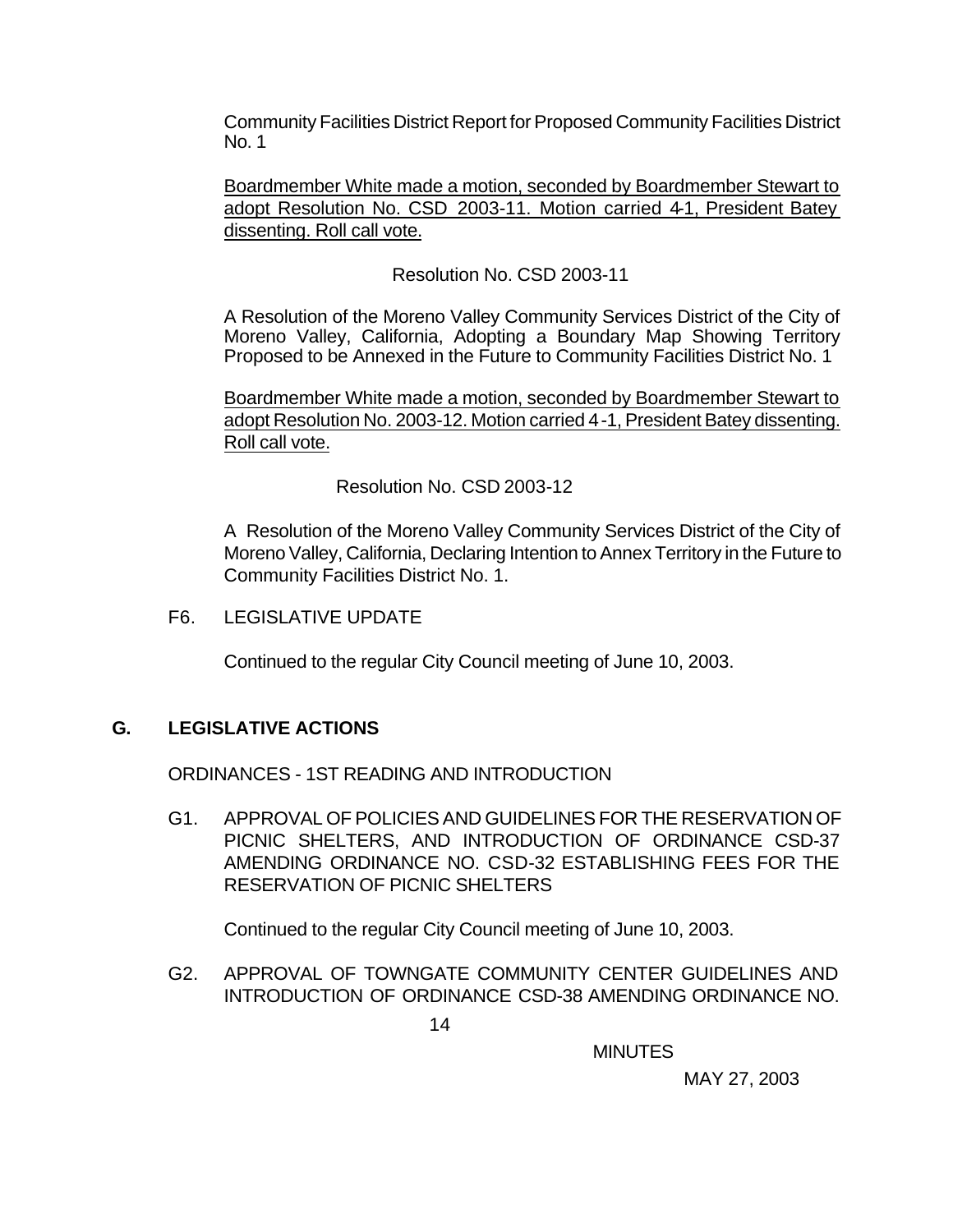Community Facilities District Report for Proposed Community Facilities District No. 1

Boardmember White made a motion, seconded by Boardmember Stewart to adopt Resolution No. CSD 2003-11. Motion carried 4-1, President Batey dissenting. Roll call vote.

Resolution No. CSD 2003-11

A Resolution of the Moreno Valley Community Services District of the City of Moreno Valley, California, Adopting a Boundary Map Showing Territory Proposed to be Annexed in the Future to Community Facilities District No. 1

Boardmember White made a motion, seconded by Boardmember Stewart to adopt Resolution No. 2003-12. Motion carried 4-1, President Batey dissenting. Roll call vote.

Resolution No. CSD 2003-12

A Resolution of the Moreno Valley Community Services District of the City of Moreno Valley, California, Declaring Intention to Annex Territory in the Future to Community Facilities District No. 1.

F6. LEGISLATIVE UPDATE

Continued to the regular City Council meeting of June 10, 2003.

## G. LEGISLATIVE ACTIONS

ORDINANCES - 1ST READING AND INTRODUCTION

G1. APPROVAL OF POLICIES AND GUIDELINES FOR THE RESERVATION OF PICNIC SHELTERS, AND INTRODUCTION OF ORDINANCE CSD-37 AMENDING ORDINANCE NO. CSD-32 ESTABLISHING FEES FOR THE RESERVATION OF PICNIC SHELTERS

Continued to the regular City Council meeting of June 10, 2003.

G2. APPROVAL OF TOWNGATE COMMUNITY CENTER GUIDELINES AND INTRODUCTION OF ORDINANCE CSD-38 AMENDING ORDINANCE NO.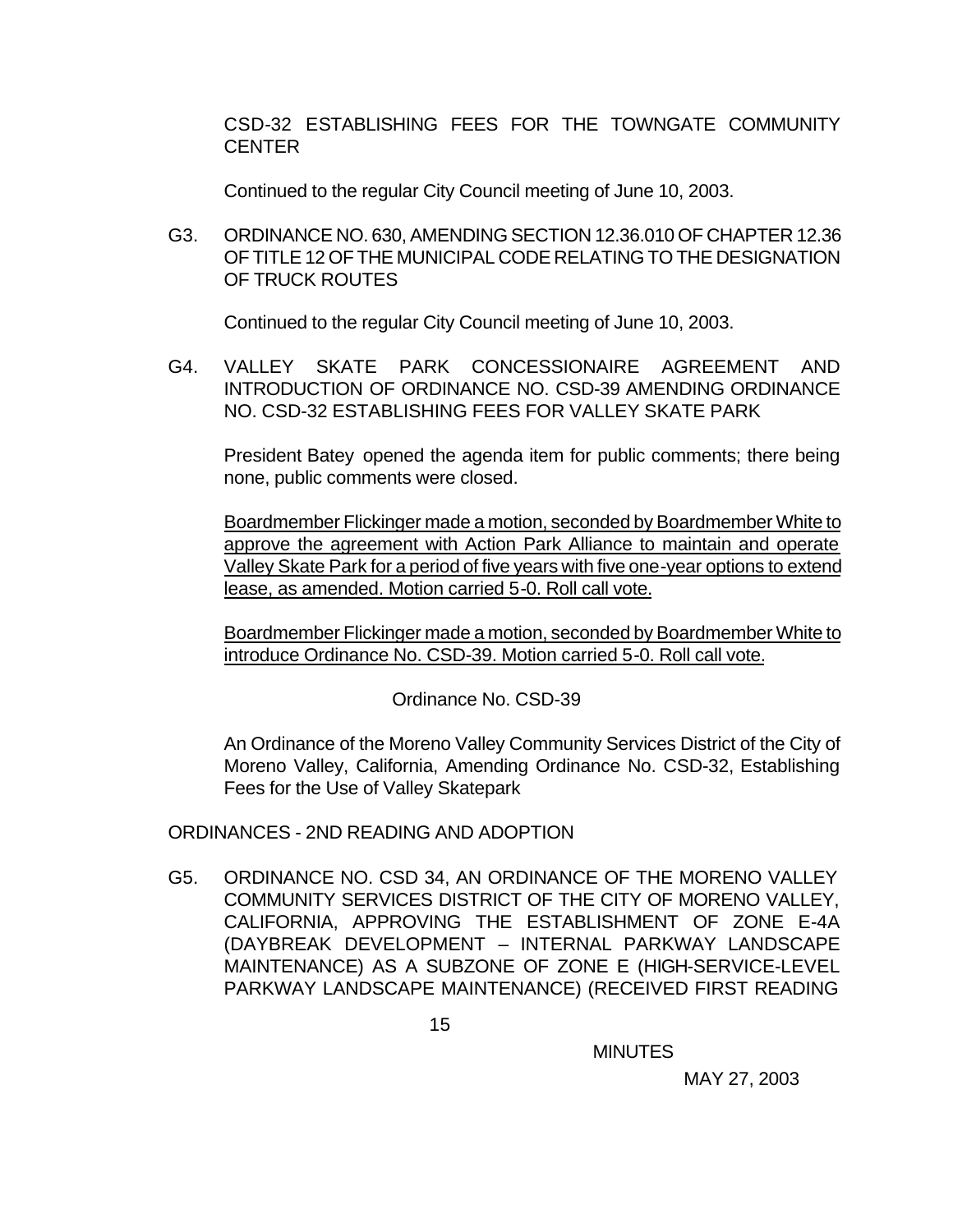CSD-32 ESTABLISHING FEES FOR THE TOWNGATE COMMUNITY CENTER

Continued to the regular City Council meeting of June 10, 2003.

G3. ORDINANCE NO. 630, AMENDING SECTION 12.36.010 OF CHAPTER 12.36 OF TITLE 12 OF THE MUNICIPAL CODE RELATING TO THE DESIGNATION OF TRUCK ROUTES

Continued to the regular City Council meeting of June 10, 2003.

G4. VALLEY SKATE PARK CONCESSIONAIRE AGREEMENT AND INTRODUCTION OF ORDINANCE NO. CSD-39 AMENDING ORDINANCE NO. CSD-32 ESTABLISHING FEES FOR VALLEY SKATE PARK

President Batey opened the agenda item for public comments; there being none, public comments were closed.

<u>Boardmember Flickinger made a motion, seconded by Boardmember White to approve the agreement with Action Park Alliance to maintain and operate Valley Skate Park for a period of five years with five one-year options to extend lease, as amended. Motion carried 5-0. Roll call vote.</u>

<u>Boardmember Flickinger made a motion, seconded by Boardmember White to introduce Ordinance No. CSD-39. Motion carried 5-0. Roll call vote.</u>

Ordinance No. CSD-39

An Ordinance of the Moreno Valley Community Services District of the City of Moreno Valley, California, Amending Ordinance No. CSD-32, Establishing Fees for the Use of Valley Skatepark

ORDINANCES - 2ND READING AND ADOPTION

G5. ORDINANCE NO. CSD 34, AN ORDINANCE OF THE MORENO VALLEY COMMUNITY SERVICES DISTRICT OF THE CITY OF MORENO VALLEY, CALIFORNIA, APPROVING THE ESTABLISHMENT OF ZONE E-4A (DAYBREAK DEVELOPMENT – INTERNAL PARKWAY LANDSCAPE MAINTENANCE) AS A SUBZONE OF ZONE E (HIGH-SERVICE-LEVEL PARKWAY LANDSCAPE MAINTENANCE) (RECEIVED FIRST READING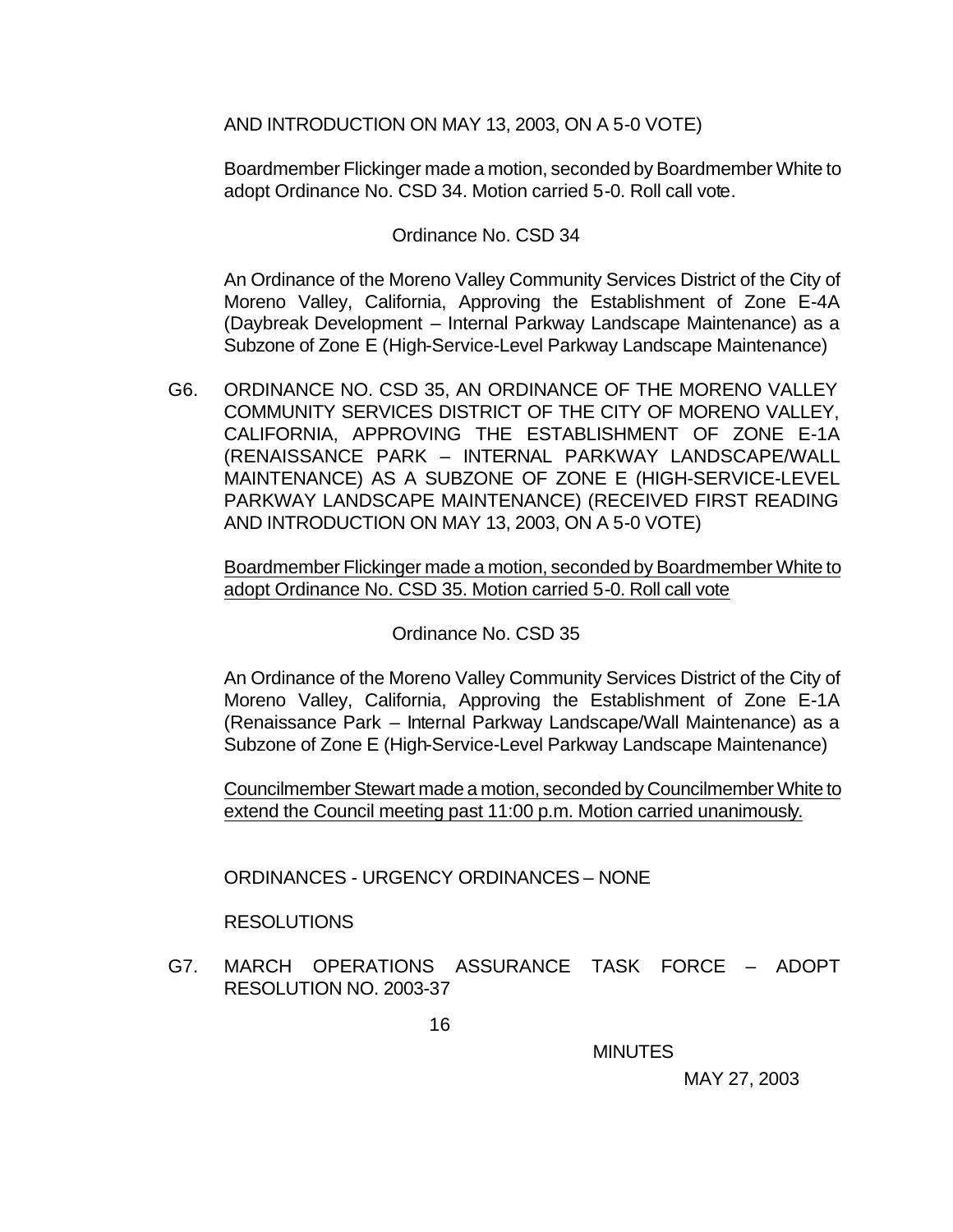AND INTRODUCTION ON MAY 13, 2003, ON A 5-0 VOTE)

Boardmember Flickinger made a motion, seconded by Boardmember White to adopt Ordinance No. CSD 34. Motion carried 5-0. Roll call vote.

Ordinance No. CSD 34

An Ordinance of the Moreno Valley Community Services District of the City of Moreno Valley, California, Approving the Establishment of Zone E-4A (Daybreak Development – Internal Parkway Landscape Maintenance) as a Subzone of Zone E (High-Service-Level Parkway Landscape Maintenance)

G6. ORDINANCE NO. CSD 35, AN ORDINANCE OF THE MORENO VALLEY COMMUNITY SERVICES DISTRICT OF THE CITY OF MORENO VALLEY, CALIFORNIA, APPROVING THE ESTABLISHMENT OF ZONE E-1A (RENAISSANCE PARK – INTERNAL PARKWAY LANDSCAPE/WALL MAINTENANCE) AS A SUBZONE OF ZONE E (HIGH-SERVICE-LEVEL PARKWAY LANDSCAPE MAINTENANCE) (RECEIVED FIRST READING AND INTRODUCTION ON MAY 13, 2003, ON A 5-0 VOTE)

<u>Boardmember Flickinger made a motion, seconded by Boardmember White to adopt Ordinance No. CSD 35. Motion carried 5-0. Roll call vote</u>

Ordinance No. CSD 35

An Ordinance of the Moreno Valley Community Services District of the City of Moreno Valley, California, Approving the Establishment of Zone E-1A (Renaissance Park – Internal Parkway Landscape/Wall Maintenance) as a Subzone of Zone E (High-Service-Level Parkway Landscape Maintenance)

<u>Councilmember Stewart made a motion, seconded by Councilmember White to extend the Council meeting past 11:00 p.m. Motion carried unanimously.</u>

ORDINANCES - URGENCY ORDINANCES – NONE

RESOLUTIONS

G7. MARCH OPERATIONS ASSURANCE TASK FORCE – ADOPT RESOLUTION NO. 2003-37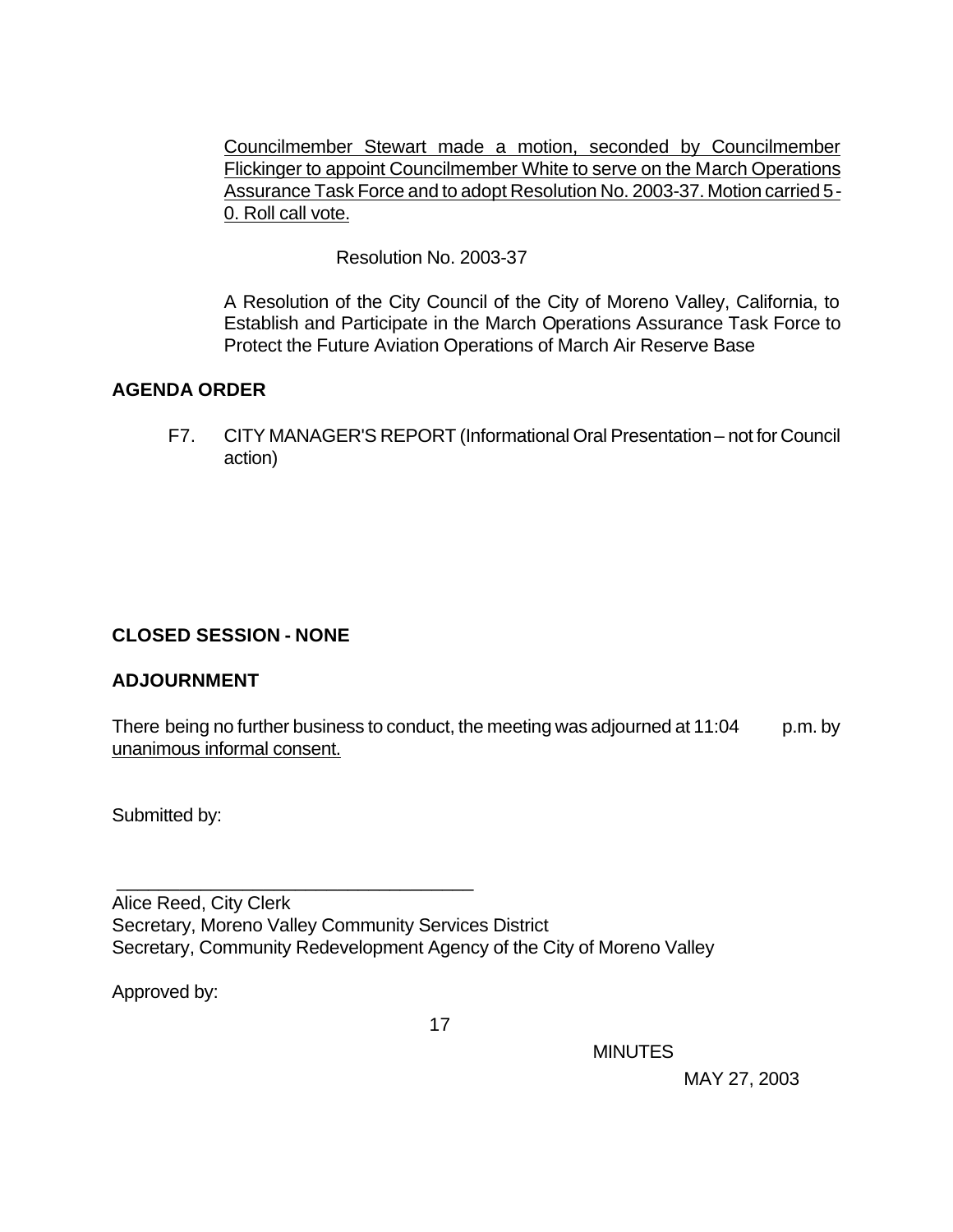Councilmember Stewart made a motion, seconded by Councilmember Flickinger to appoint Councilmember White to serve on the March Operations Assurance Task Force and to adopt Resolution No. 2003-37. Motion carried 5-0. Roll call vote.

Resolution No. 2003-37

A Resolution of the City Council of the City of Moreno Valley, California, to Establish and Participate in the March Operations Assurance Task Force to Protect the Future Aviation Operations of March Air Reserve Base

## AGENDA ORDER

F7. CITY MANAGER'S REPORT (Informational Oral Presentation – not for Council action)

## CLOSED SESSION - NONE

## ADJOURNMENT

There being no further business to conduct, the meeting was adjourned at 11:04 p.m. by unanimous informal consent.

Submitted by:

\_\_\_\_\_\_\_\_\_\_\_\_\_\_\_\_\_\_\_\_\_\_\_\_\_\_\_\_\_\_\_\_\_\_\_\_

Alice Reed, City Clerk
Secretary, Moreno Valley Community Services District
Secretary, Community Redevelopment Agency of the City of Moreno Valley

Approved by: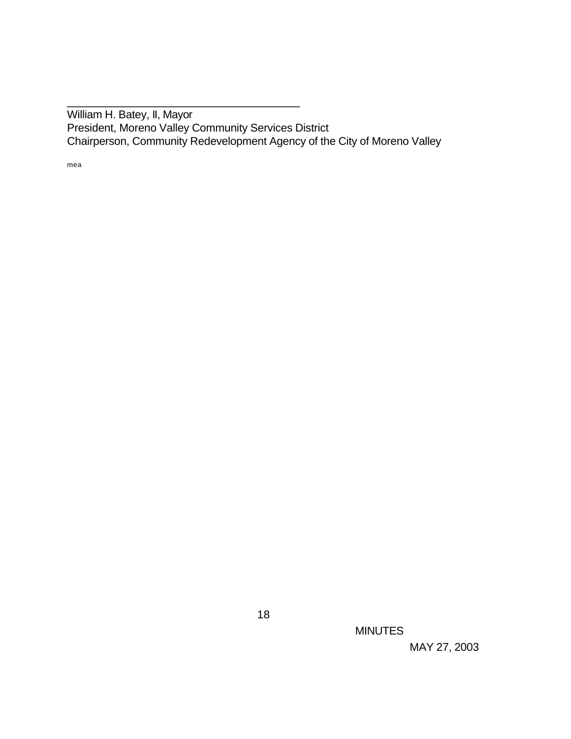\_\_\_\_\_\_\_\_\_\_\_\_\_\_\_\_\_\_\_\_\_\_\_\_\_\_\_\_\_\_\_\_\_\_\_\_\_\_\_\_\_

William H. Batey, II, Mayor
President, Moreno Valley Community Services District
Chairperson, Community Redevelopment Agency of the City of Moreno Valley

mea